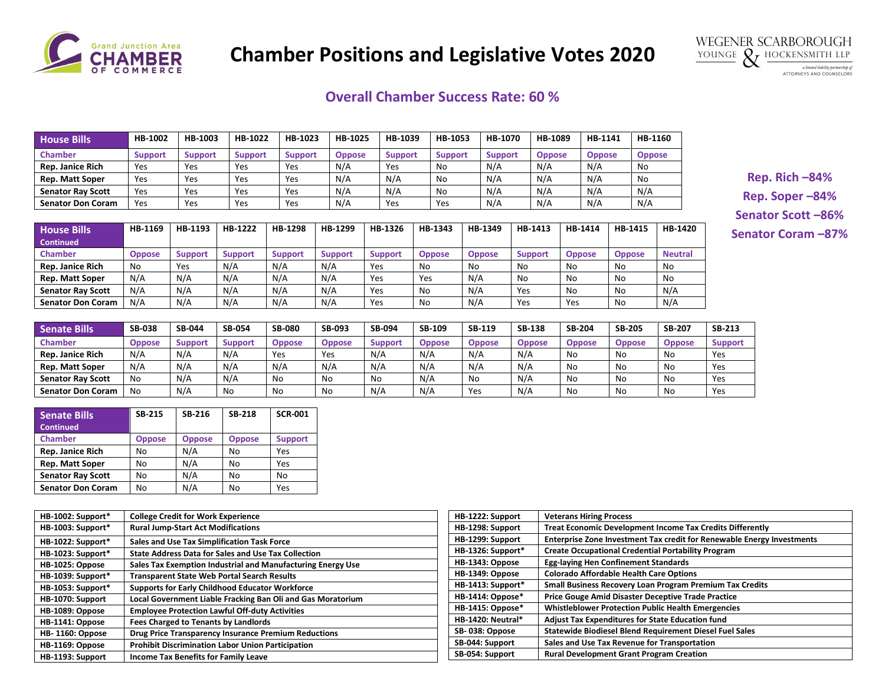# Chamber Positions and Legislative Votes 2020

## Overall Chamber Success Rate: 60 %

| House Bills | HB-1002 | HB-1003 | HB-1022 | HB-1023 | HB-1025 | HB-1039 | HB-1053 | HB-1070 | HB-1089 | HB-1141 | HB-1160 |
|---|---|---|---|---|---|---|---|---|---|---|---|
| Chamber | Support | Support | Support | Support | Oppose | Support | Support | Support | Oppose | Oppose | Oppose |
| Rep. Janice Rich | Yes | Yes | Yes | Yes | N/A | Yes | No | N/A | N/A | N/A | No |
| Rep. Matt Soper | Yes | Yes | Yes | Yes | N/A | N/A | No | N/A | N/A | N/A | No |
| Senator Ray Scott | Yes | Yes | Yes | Yes | N/A | N/A | No | N/A | N/A | N/A | N/A |
| Senator Don Coram | Yes | Yes | Yes | Yes | N/A | Yes | Yes | N/A | N/A | N/A | N/A |

**Rep. Rich –84%**
**Rep. Soper –84%**
**Senator Scott –86%**
**Senator Coram –87%**

| House Bills Continued | HB-1169 | HB-1193 | HB-1222 | HB-1298 | HB-1299 | HB-1326 | HB-1343 | HB-1349 | HB-1413 | HB-1414 | HB-1415 | HB-1420 |
|---|---|---|---|---|---|---|---|---|---|---|---|---|
| Chamber | Oppose | Support | Support | Support | Support | Support | Oppose | Oppose | Support | Oppose | Oppose | Neutral |
| Rep. Janice Rich | No | Yes | N/A | N/A | N/A | Yes | No | No | No | No | No | No |
| Rep. Matt Soper | N/A | N/A | N/A | N/A | N/A | Yes | Yes | N/A | No | No | No | No |
| Senator Ray Scott | N/A | N/A | N/A | N/A | N/A | Yes | No | N/A | Yes | No | No | N/A |
| Senator Don Coram | N/A | N/A | N/A | N/A | N/A | Yes | No | N/A | Yes | Yes | No | N/A |

| Senate Bills | SB-038 | SB-044 | SB-054 | SB-080 | SB-093 | SB-094 | SB-109 | SB-119 | SB-138 | SB-204 | SB-205 | SB-207 | SB-213 |
|---|---|---|---|---|---|---|---|---|---|---|---|---|---|
| Chamber | Oppose | Support | Support | Oppose | Oppose | Support | Oppose | Oppose | Oppose | Oppose | Oppose | Oppose | Support |
| Rep. Janice Rich | N/A | N/A | N/A | Yes | Yes | N/A | N/A | N/A | N/A | No | No | No | Yes |
| Rep. Matt Soper | N/A | N/A | N/A | N/A | N/A | N/A | N/A | N/A | N/A | No | No | No | Yes |
| Senator Ray Scott | No | N/A | N/A | No | No | No | N/A | No | N/A | No | No | No | Yes |
| Senator Don Coram | No | N/A | No | No | No | N/A | N/A | Yes | N/A | No | No | No | Yes |

| Senate Bills Continued | SB-215 | SB-216 | SB-218 | SCR-001 |
|---|---|---|---|---|
| Chamber | Oppose | Oppose | Oppose | Support |
| Rep. Janice Rich | No | N/A | No | Yes |
| Rep. Matt Soper | No | N/A | No | Yes |
| Senator Ray Scott | No | N/A | No | No |
| Senator Don Coram | No | N/A | No | Yes |

| Bill | Title |
|---|---|
| HB-1002: Support* | College Credit for Work Experience |
| HB-1003: Support* | Rural Jump-Start Act Modifications |
| HB-1022: Support* | Sales and Use Tax Simplification Task Force |
| HB-1023: Support* | State Address Data for Sales and Use Tax Collection |
| HB-1025: Oppose | Sales Tax Exemption Industrial and Manufacturing Energy Use |
| HB-1039: Support* | Transparent State Web Portal Search Results |
| HB-1053: Support* | Supports for Early Childhood Educator Workforce |
| HB-1070: Support | Local Government Liable Fracking Ban Oli and Gas Moratorium |
| HB-1089: Oppose | Employee Protection Lawful Off-duty Activities |
| HB-1141: Oppose | Fees Charged to Tenants by Landlords |
| HB- 1160: Oppose | Drug Price Transparency Insurance Premium Reductions |
| HB-1169: Oppose | Prohibit Discrimination Labor Union Participation |
| HB-1193: Support | Income Tax Benefits for Family Leave |

| Bill | Title |
|---|---|
| HB-1222: Support | Veterans Hiring Process |
| HB-1298: Support | Treat Economic Development Income Tax Credits Differently |
| HB-1299: Support | Enterprise Zone Investment Tax credit for Renewable Energy Investments |
| HB-1326: Support* | Create Occupational Credential Portability Program |
| HB-1343: Oppose | Egg-laying Hen Confinement Standards |
| HB-1349: Oppose | Colorado Affordable Health Care Options |
| HB-1413: Support* | Small Business Recovery Loan Program Premium Tax Credits |
| HB-1414: Oppose* | Price Gouge Amid Disaster Deceptive Trade Practice |
| HB-1415: Oppose* | Whistleblower Protection Public Health Emergencies |
| HB-1420: Neutral* | Adjust Tax Expenditures for State Education fund |
| SB- 038: Oppose | Statewide Biodiesel Blend Requirement Diesel Fuel Sales |
| SB-044: Support | Sales and Use Tax Revenue for Transportation |
| SB-054: Support | Rural Development Grant Program Creation |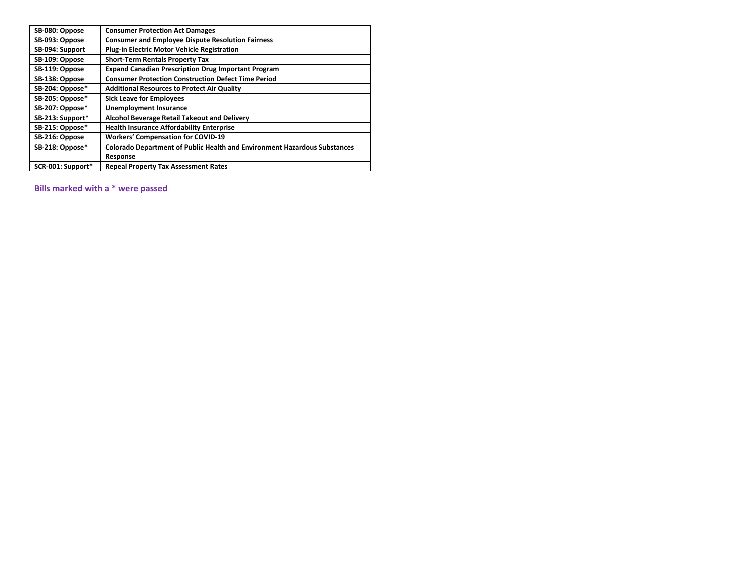| | |
|---|---|
| **SB-080: Oppose** | **Consumer Protection Act Damages** |
| **SB-093: Oppose** | **Consumer and Employee Dispute Resolution Fairness** |
| **SB-094: Support** | **Plug-in Electric Motor Vehicle Registration** |
| **SB-109: Oppose** | **Short-Term Rentals Property Tax** |
| **SB-119: Oppose** | **Expand Canadian Prescription Drug Important Program** |
| **SB-138: Oppose** | **Consumer Protection Construction Defect Time Period** |
| **SB-204: Oppose*** | **Additional Resources to Protect Air Quality** |
| **SB-205: Oppose*** | **Sick Leave for Employees** |
| **SB-207: Oppose*** | **Unemployment Insurance** |
| **SB-213: Support*** | **Alcohol Beverage Retail Takeout and Delivery** |
| **SB-215: Oppose*** | **Health Insurance Affordability Enterprise** |
| **SB-216: Oppose** | **Workers' Compensation for COVID-19** |
| **SB-218: Oppose*** | **Colorado Department of Public Health and Environment Hazardous Substances Response** |
| **SCR-001: Support*** | **Repeal Property Tax Assessment Rates** |

**Bills marked with a * were passed**